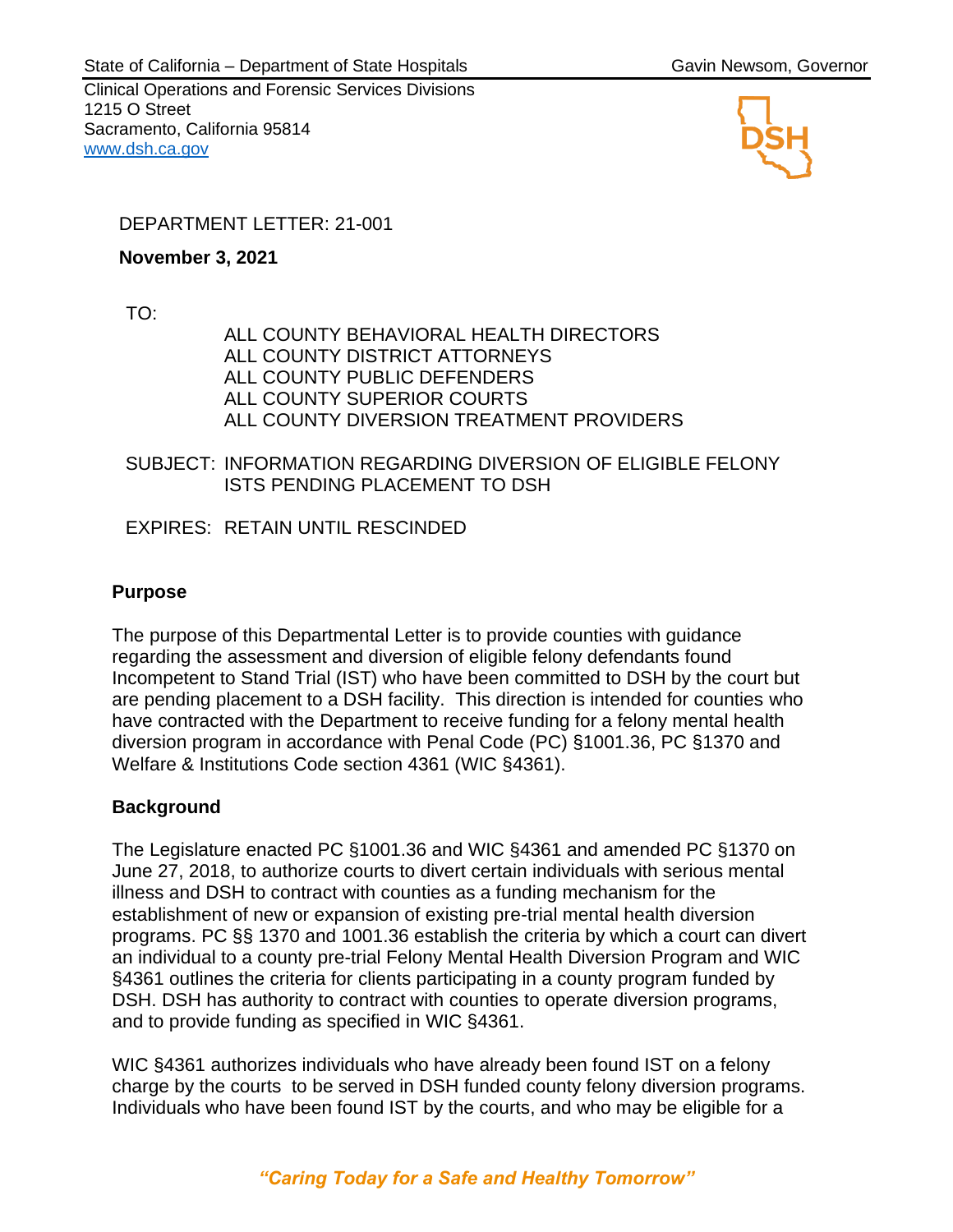State of California – Department of State Hospitals — Gavin Newsom, Governor

Clinical Operations and Forensic Services Divisions
1215 O Street
Sacramento, California 95814
www.dsh.ca.gov

DEPARTMENT LETTER: 21-001

**November 3, 2021**

TO:

ALL COUNTY BEHAVIORAL HEALTH DIRECTORS
ALL COUNTY DISTRICT ATTORNEYS
ALL COUNTY PUBLIC DEFENDERS
ALL COUNTY SUPERIOR COURTS
ALL COUNTY DIVERSION TREATMENT PROVIDERS

SUBJECT: INFORMATION REGARDING DIVERSION OF ELIGIBLE FELONY ISTS PENDING PLACEMENT TO DSH

EXPIRES: RETAIN UNTIL RESCINDED

## Purpose

The purpose of this Departmental Letter is to provide counties with guidance regarding the assessment and diversion of eligible felony defendants found Incompetent to Stand Trial (IST) who have been committed to DSH by the court but are pending placement to a DSH facility. This direction is intended for counties who have contracted with the Department to receive funding for a felony mental health diversion program in accordance with Penal Code (PC) §1001.36, PC §1370 and Welfare & Institutions Code section 4361 (WIC §4361).

## Background

The Legislature enacted PC §1001.36 and WIC §4361 and amended PC §1370 on June 27, 2018, to authorize courts to divert certain individuals with serious mental illness and DSH to contract with counties as a funding mechanism for the establishment of new or expansion of existing pre-trial mental health diversion programs. PC §§ 1370 and 1001.36 establish the criteria by which a court can divert an individual to a county pre-trial Felony Mental Health Diversion Program and WIC §4361 outlines the criteria for clients participating in a county program funded by DSH. DSH has authority to contract with counties to operate diversion programs, and to provide funding as specified in WIC §4361.

WIC §4361 authorizes individuals who have already been found IST on a felony charge by the courts to be served in DSH funded county felony diversion programs. Individuals who have been found IST by the courts, and who may be eligible for a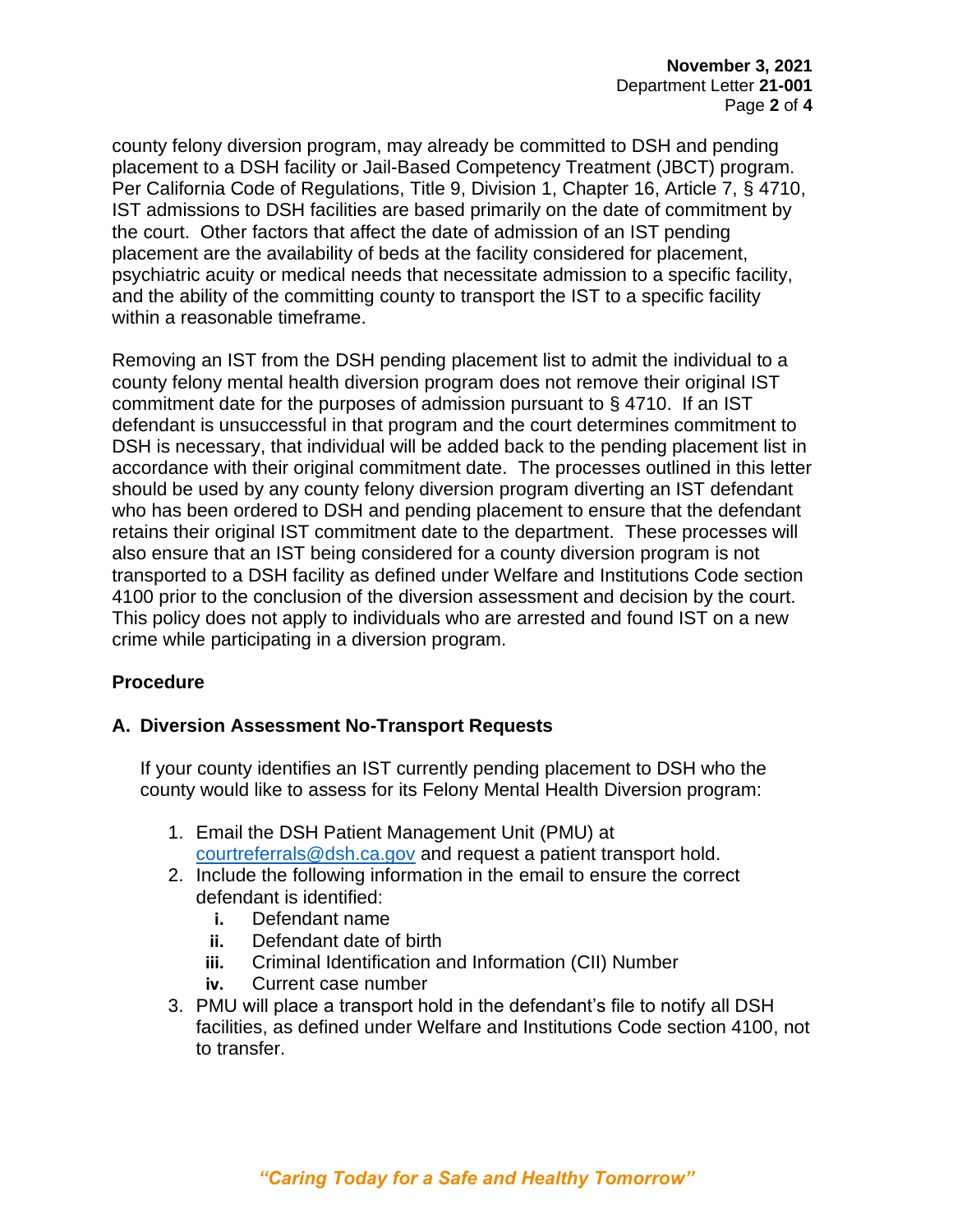county felony diversion program, may already be committed to DSH and pending placement to a DSH facility or Jail-Based Competency Treatment (JBCT) program. Per California Code of Regulations, Title 9, Division 1, Chapter 16, Article 7, § 4710, IST admissions to DSH facilities are based primarily on the date of commitment by the court. Other factors that affect the date of admission of an IST pending placement are the availability of beds at the facility considered for placement, psychiatric acuity or medical needs that necessitate admission to a specific facility, and the ability of the committing county to transport the IST to a specific facility within a reasonable timeframe.

Removing an IST from the DSH pending placement list to admit the individual to a county felony mental health diversion program does not remove their original IST commitment date for the purposes of admission pursuant to § 4710. If an IST defendant is unsuccessful in that program and the court determines commitment to DSH is necessary, that individual will be added back to the pending placement list in accordance with their original commitment date. The processes outlined in this letter should be used by any county felony diversion program diverting an IST defendant who has been ordered to DSH and pending placement to ensure that the defendant retains their original IST commitment date to the department. These processes will also ensure that an IST being considered for a county diversion program is not transported to a DSH facility as defined under Welfare and Institutions Code section 4100 prior to the conclusion of the diversion assessment and decision by the court. This policy does not apply to individuals who are arrested and found IST on a new crime while participating in a diversion program.

## Procedure

### A. Diversion Assessment No-Transport Requests

If your county identifies an IST currently pending placement to DSH who the county would like to assess for its Felony Mental Health Diversion program:

1. Email the DSH Patient Management Unit (PMU) at courtreferrals@dsh.ca.gov and request a patient transport hold.
2. Include the following information in the email to ensure the correct defendant is identified:
   - **i.** Defendant name
   - **ii.** Defendant date of birth
   - **iii.** Criminal Identification and Information (CII) Number
   - **iv.** Current case number
3. PMU will place a transport hold in the defendant's file to notify all DSH facilities, as defined under Welfare and Institutions Code section 4100, not to transfer.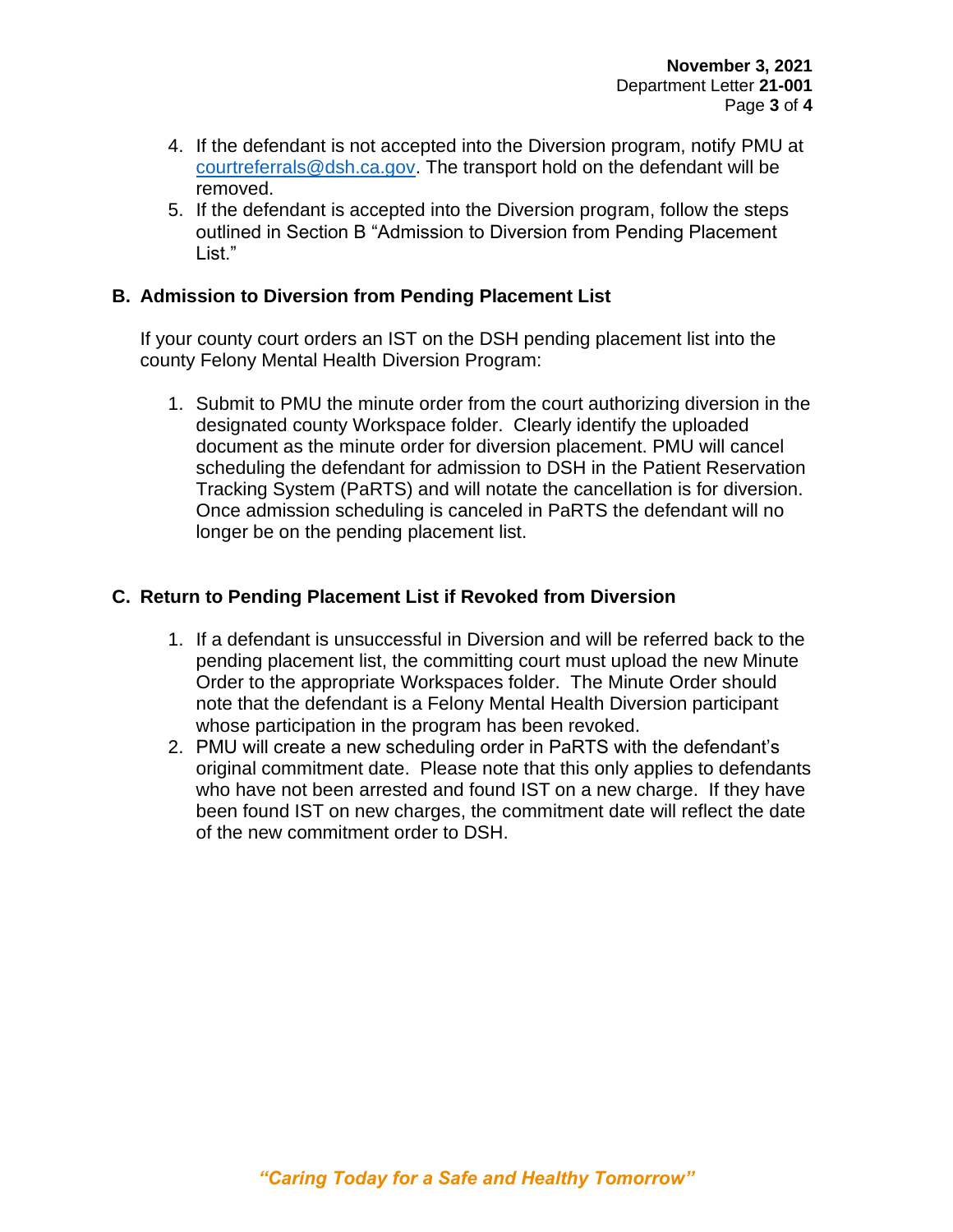4. If the defendant is not accepted into the Diversion program, notify PMU at courtreferrals@dsh.ca.gov. The transport hold on the defendant will be removed.
5. If the defendant is accepted into the Diversion program, follow the steps outlined in Section B "Admission to Diversion from Pending Placement List."

## B. Admission to Diversion from Pending Placement List

If your county court orders an IST on the DSH pending placement list into the county Felony Mental Health Diversion Program:

1. Submit to PMU the minute order from the court authorizing diversion in the designated county Workspace folder. Clearly identify the uploaded document as the minute order for diversion placement. PMU will cancel scheduling the defendant for admission to DSH in the Patient Reservation Tracking System (PaRTS) and will notate the cancellation is for diversion. Once admission scheduling is canceled in PaRTS the defendant will no longer be on the pending placement list.

## C. Return to Pending Placement List if Revoked from Diversion

1. If a defendant is unsuccessful in Diversion and will be referred back to the pending placement list, the committing court must upload the new Minute Order to the appropriate Workspaces folder. The Minute Order should note that the defendant is a Felony Mental Health Diversion participant whose participation in the program has been revoked.
2. PMU will create a new scheduling order in PaRTS with the defendant's original commitment date. Please note that this only applies to defendants who have not been arrested and found IST on a new charge. If they have been found IST on new charges, the commitment date will reflect the date of the new commitment order to DSH.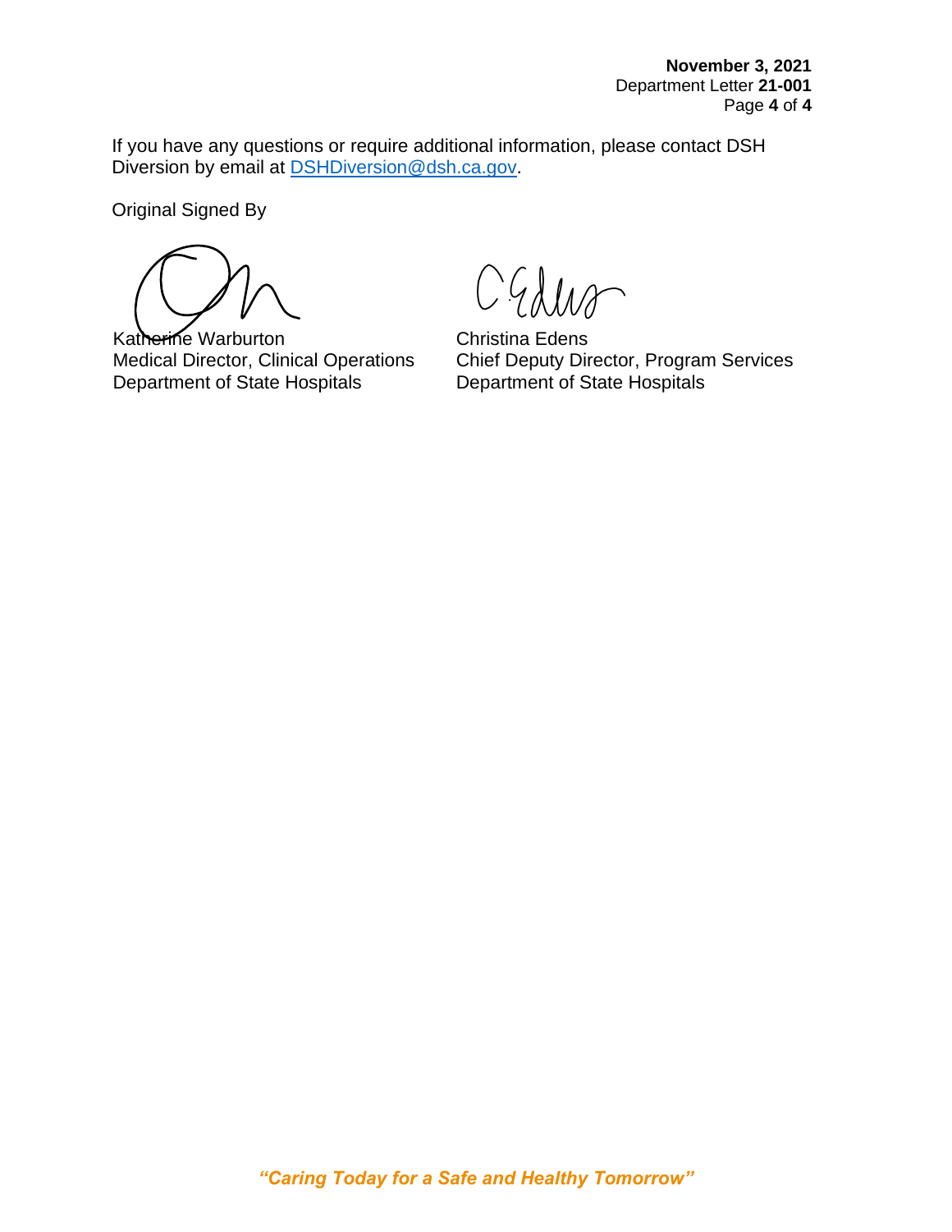If you have any questions or require additional information, please contact DSH Diversion by email at [DSHDiversion@dsh.ca.gov](mailto:DSHDiversion@dsh.ca.gov).

Original Signed By

| | |
|---|---|
| Katherine Warburton | Christina Edens |
| Medical Director, Clinical Operations | Chief Deputy Director, Program Services |
| Department of State Hospitals | Department of State Hospitals |